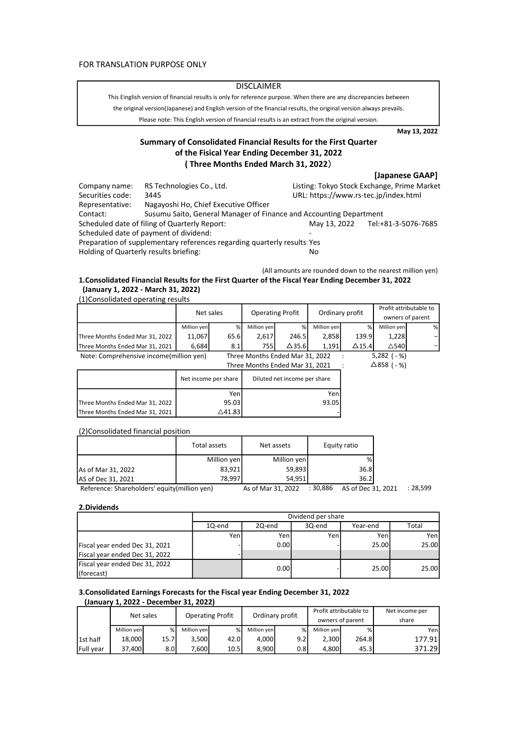FOR TRANSLATION PURPOSE ONLY

**DISCLAIMER**

This Einglish version of financial results is only for reference purpose. When there are any discrepancies between the original version(Japanese) and English version of the financial results, the original version always prevails.

Please note: This English version of financial results is an extract from the original version.

**May 13, 2022**

## Summary of Consolidated Financial Results for the First Quarter of the Fisical Year Ending December 31, 2022 ( Three Months Ended March 31, 2022）

**[Japanese GAAP]**

Company name: RS Technologies Co., Ltd. Listing: Tokyo Stock Exchange, Prime Market
Securities code: 3445 URL: https://www.rs-tec.jp/index.html
Representative: Nagayoshi Ho, Chief Executive Officer
Contact: Susumu Saito, General Manager of Finance and Accounting Department
Scheduled date of filing of Quarterly Report: May 13, 2022 Tel:+81-3-5076-7685
Scheduled date of payment of dividend: -
Preparation of supplementary references regarding quarterly results: Yes
Holding of Quarterly results briefing: No

(All amounts are rounded down to the nearest million yen)

### 1.Consolidated Financial Results for the First Quarter of the Fiscal Year Ending December 31, 2022 (January 1, 2022 - March 31, 2022)

(1)Consolidated operating results

| | Net sales | | Operating Profit | | Ordinary profit | | Profit attributable to owners of parent | |
|---|---|---|---|---|---|---|---|---|
| | Million yen | % | Million yen | % | Million yen | % | Million yen | % |
| Three Months Ended Mar 31, 2022 | 11,067 | 65.6 | 2,617 | 246.5 | 2,858 | 139.9 | 1,228 | – |
| Three Months Ended Mar 31, 2021 | 6,684 | 8.1 | 755 | △35.6 | 1,191 | △15.4 | △540 | – |

Note: Comprehensive income(million yen) Three Months Ended Mar 31, 2022 : 5,282 ( - %)
Three Months Ended Mar 31, 2021 : △858 ( - %)

| | Net income per share | Diluted net income per share |
|---|---|---|
| | Yen | Yen |
| Three Months Ended Mar 31, 2022 | 95.03 | 93.05 |
| Three Months Ended Mar 31, 2021 | △41.83 | - |

(2)Consolidated financial position

| | Total assets | Net assets | Equity ratio |
|---|---|---|---|
| | Million yen | Million yen | % |
| As of Mar 31, 2022 | 83,921 | 59,893 | 36.8 |
| AS of Dec 31, 2021 | 78,997 | 54,951 | 36.2 |

Reference: Shareholders' equity(million yen) As of Mar 31, 2022 : 30,886 AS of Dec 31, 2021 : 28,599

### 2.Dividends

| | Dividend per share | | | | |
|---|---|---|---|---|---|
| | 1Q-end | 2Q-end | 3Q-end | Year-end | Total |
| | Yen | Yen | Yen | Yen | Yen |
| Fiscal year ended Dec 31, 2021 | - | 0.00 | - | 25.00 | 25.00 |
| Fiscal year ended Dec 31, 2022 | - | | | | |
| Fiscal year ended Dec 31, 2022 (forecast) | | 0.00 | - | 25.00 | 25.00 |

### 3.Consolidated Earnings Forecasts for the Fiscal year Ending December 31, 2022 (January 1, 2022 - December 31, 2022)

| | Net sales | | Operating Profit | | Ordinary profit | | Profit attributable to owners of parent | | Net income per share |
|---|---|---|---|---|---|---|---|---|---|
| | Million yen | % | Million yen | % | Million yen | % | Million yen | % | Yen |
| 1st half | 18,000 | 15.7 | 3,500 | 42.0 | 4,000 | 9.2 | 2,300 | 264.8 | 177.91 |
| Full year | 37,400 | 8.0 | 7,600 | 10.5 | 8,900 | 0.8 | 4,800 | 45.3 | 371.29 |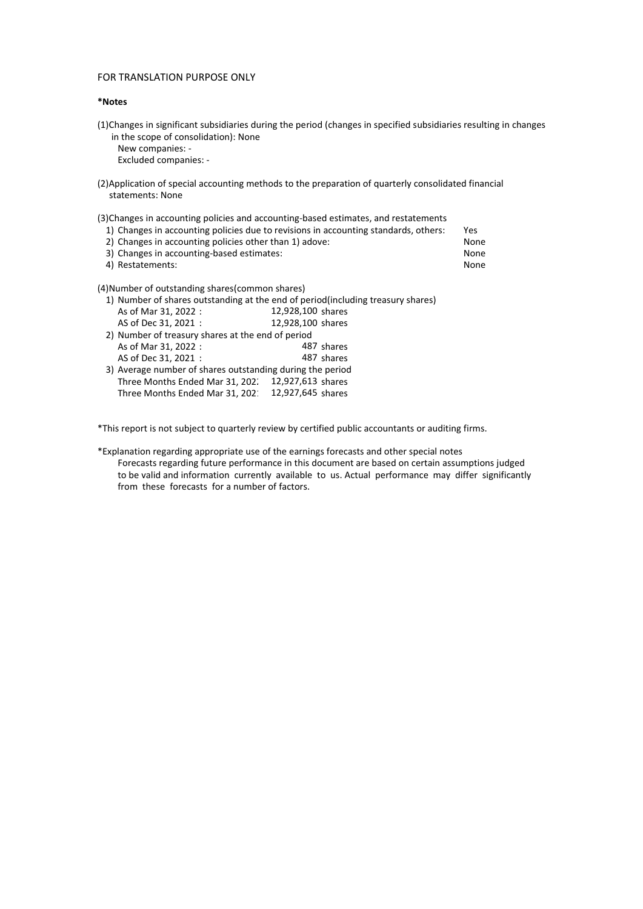FOR TRANSLATION PURPOSE ONLY

**\*Notes**

(1)Changes in significant subsidiaries during the period (changes in specified subsidiaries resulting in changes in the scope of consolidation): None
New companies: -
Excluded companies: -

(2)Application of special accounting methods to the preparation of quarterly consolidated financial statements: None

(3)Changes in accounting policies and accounting-based estimates, and restatements

| | |
|---|---|
| 1) Changes in accounting policies due to revisions in accounting standards, others: | Yes |
| 2) Changes in accounting policies other than 1) adove: | None |
| 3) Changes in accounting-based estimates: | None |
| 4) Restatements: | None |

(4)Number of outstanding shares(common shares)

1) Number of shares outstanding at the end of period(including treasury shares)

| | |
|---|---|
| As of Mar 31, 2022 : | 12,928,100 shares |
| AS of Dec 31, 2021 : | 12,928,100 shares |

2) Number of treasury shares at the end of period

| | |
|---|---|
| As of Mar 31, 2022 : | 487 shares |
| AS of Dec 31, 2021 : | 487 shares |

3) Average number of shares outstanding during the period

| | |
|---|---|
| Three Months Ended Mar 31, 202: | 12,927,613 shares |
| Three Months Ended Mar 31, 202: | 12,927,645 shares |

\*This report is not subject to quarterly review by certified public accountants or auditing firms.

\*Explanation regarding appropriate use of the earnings forecasts and other special notes
Forecasts regarding future performance in this document are based on certain assumptions judged to be valid and information currently available to us. Actual performance may differ significantly from these forecasts for a number of factors.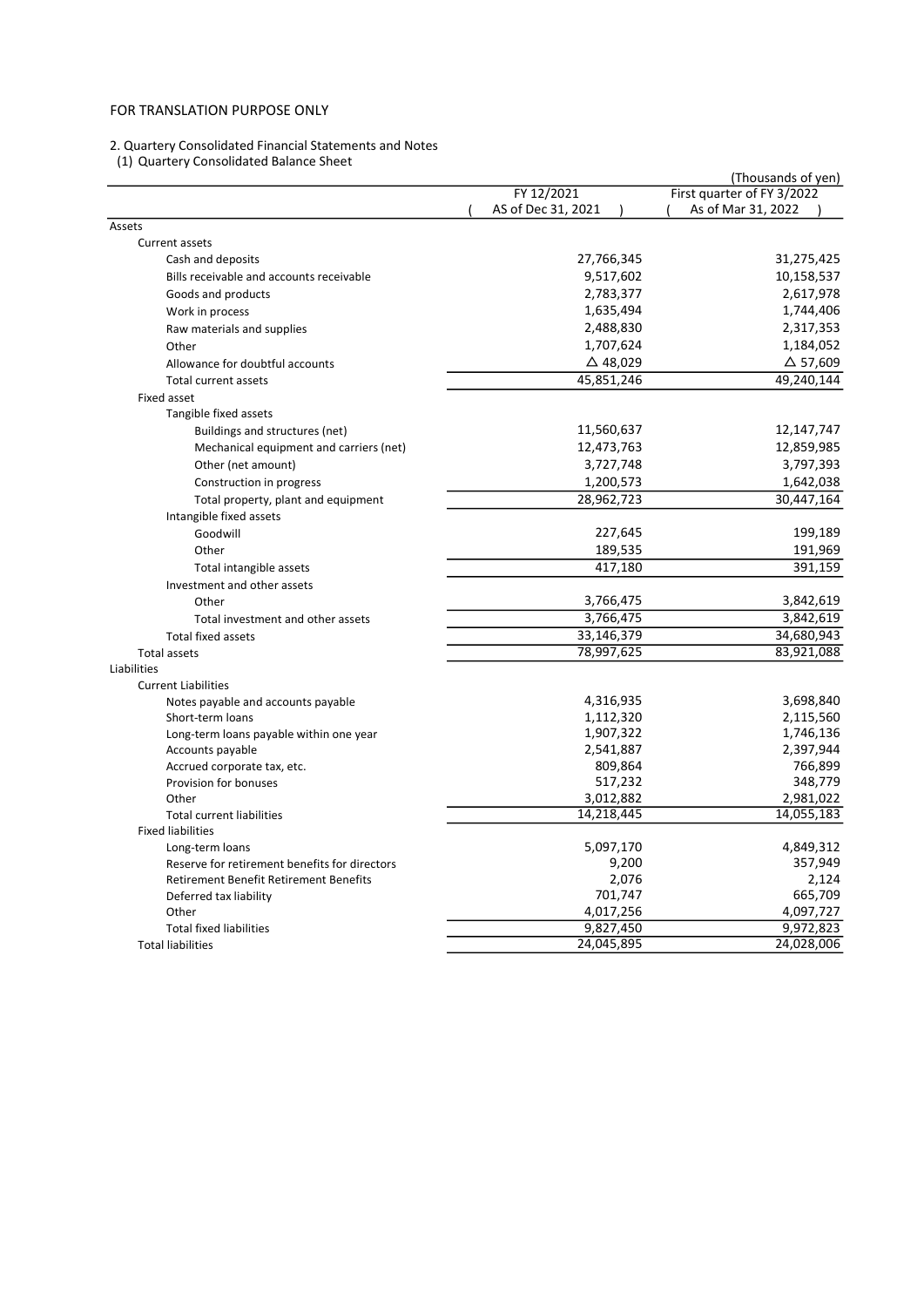FOR TRANSLATION PURPOSE ONLY

2. Quartery Consolidated Financial Statements and Notes
(1) Quartery Consolidated Balance Sheet

(Thousands of yen)

| | FY 12/2021 ( AS of Dec 31, 2021 ) | First quarter of FY 3/2022 ( As of Mar 31, 2022 ) |
|---|---|---|
| Assets | | |
| Current assets | | |
| Cash and deposits | 27,766,345 | 31,275,425 |
| Bills receivable and accounts receivable | 9,517,602 | 10,158,537 |
| Goods and products | 2,783,377 | 2,617,978 |
| Work in process | 1,635,494 | 1,744,406 |
| Raw materials and supplies | 2,488,830 | 2,317,353 |
| Other | 1,707,624 | 1,184,052 |
| Allowance for doubtful accounts | △ 48,029 | △ 57,609 |
| Total current assets | 45,851,246 | 49,240,144 |
| Fixed asset | | |
| Tangible fixed assets | | |
| Buildings and structures (net) | 11,560,637 | 12,147,747 |
| Mechanical equipment and carriers (net) | 12,473,763 | 12,859,985 |
| Other (net amount) | 3,727,748 | 3,797,393 |
| Construction in progress | 1,200,573 | 1,642,038 |
| Total property, plant and equipment | 28,962,723 | 30,447,164 |
| Intangible fixed assets | | |
| Goodwill | 227,645 | 199,189 |
| Other | 189,535 | 191,969 |
| Total intangible assets | 417,180 | 391,159 |
| Investment and other assets | | |
| Other | 3,766,475 | 3,842,619 |
| Total investment and other assets | 3,766,475 | 3,842,619 |
| Total fixed assets | 33,146,379 | 34,680,943 |
| Total assets | 78,997,625 | 83,921,088 |
| Liabilities | | |
| Current Liabilities | | |
| Notes payable and accounts payable | 4,316,935 | 3,698,840 |
| Short-term loans | 1,112,320 | 2,115,560 |
| Long-term loans payable within one year | 1,907,322 | 1,746,136 |
| Accounts payable | 2,541,887 | 2,397,944 |
| Accrued corporate tax, etc. | 809,864 | 766,899 |
| Provision for bonuses | 517,232 | 348,779 |
| Other | 3,012,882 | 2,981,022 |
| Total current liabilities | 14,218,445 | 14,055,183 |
| Fixed liabilities | | |
| Long-term loans | 5,097,170 | 4,849,312 |
| Reserve for retirement benefits for directors | 9,200 | 357,949 |
| Retirement Benefit Retirement Benefits | 2,076 | 2,124 |
| Deferred tax liability | 701,747 | 665,709 |
| Other | 4,017,256 | 4,097,727 |
| Total fixed liabilities | 9,827,450 | 9,972,823 |
| Total liabilities | 24,045,895 | 24,028,006 |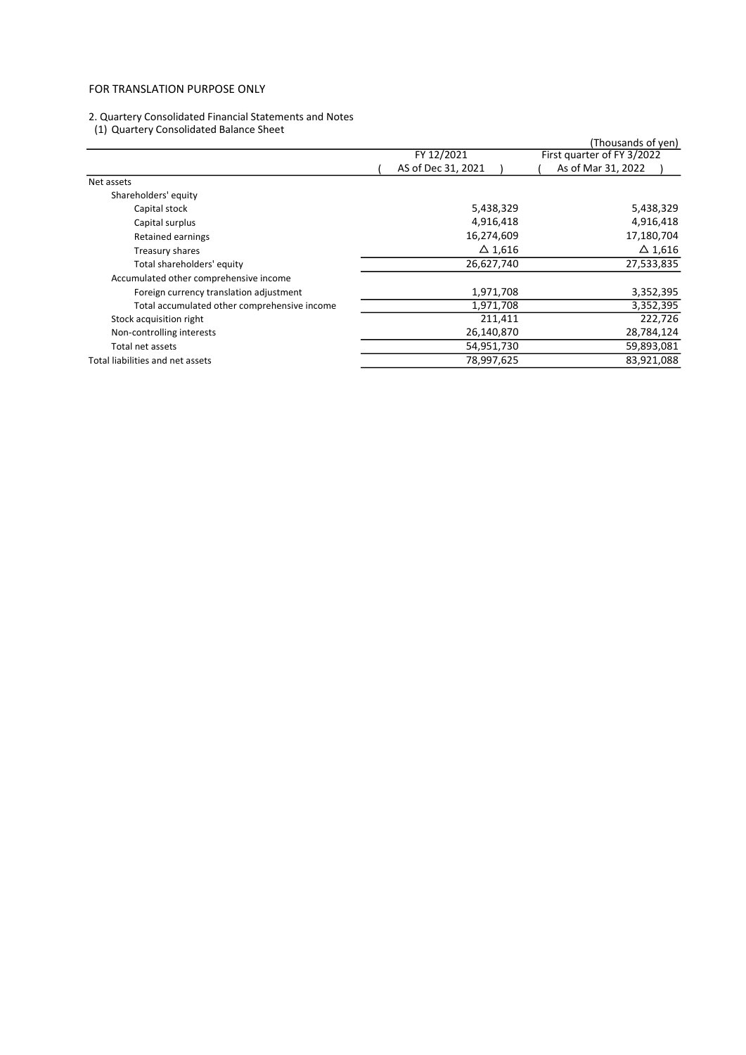FOR TRANSLATION PURPOSE ONLY

2. Quartery Consolidated Financial Statements and Notes

(1) Quartery Consolidated Balance Sheet

(Thousands of yen)

| | FY 12/2021 ( AS of Dec 31, 2021 ) | First quarter of FY 3/2022 ( As of Mar 31, 2022 ) |
|---|---|---|
| Net assets | | |
| Shareholders' equity | | |
| Capital stock | 5,438,329 | 5,438,329 |
| Capital surplus | 4,916,418 | 4,916,418 |
| Retained earnings | 16,274,609 | 17,180,704 |
| Treasury shares | △ 1,616 | △ 1,616 |
| Total shareholders' equity | 26,627,740 | 27,533,835 |
| Accumulated other comprehensive income | | |
| Foreign currency translation adjustment | 1,971,708 | 3,352,395 |
| Total accumulated other comprehensive income | 1,971,708 | 3,352,395 |
| Stock acquisition right | 211,411 | 222,726 |
| Non-controlling interests | 26,140,870 | 28,784,124 |
| Total net assets | 54,951,730 | 59,893,081 |
| Total liabilities and net assets | 78,997,625 | 83,921,088 |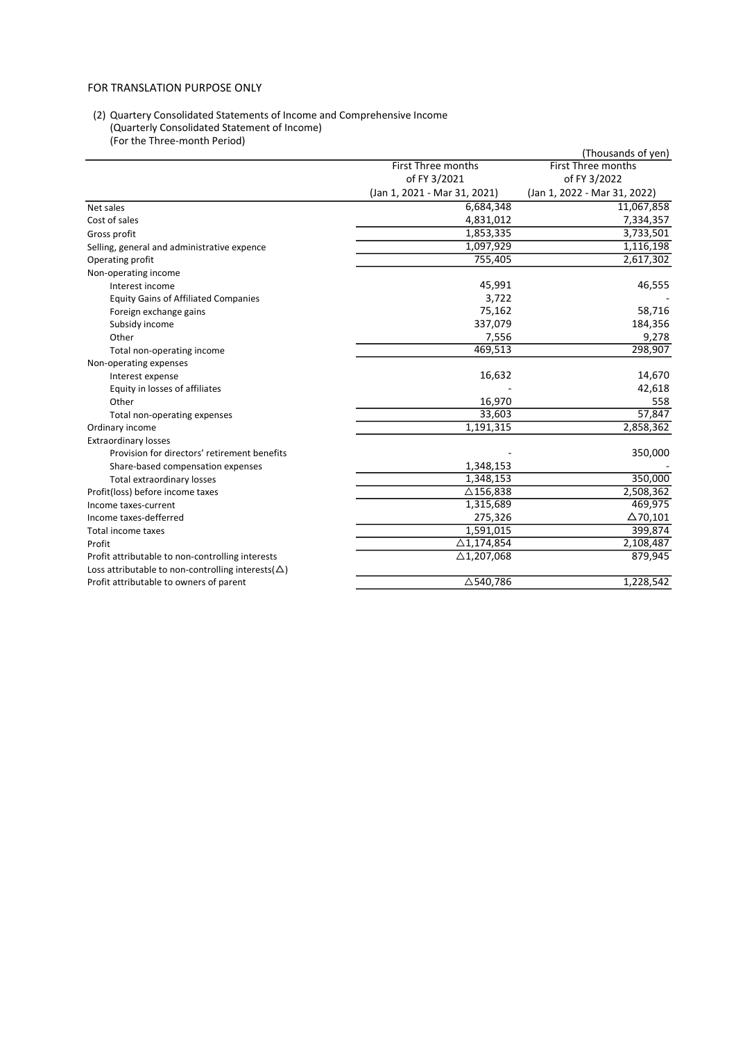FOR TRANSLATION PURPOSE ONLY

(2) Quartery Consolidated Statements of Income and Comprehensive Income
(Quarterly Consolidated Statement of Income)
(For the Three-month Period)

(Thousands of yen)

| | First Three months of FY 3/2021 (Jan 1, 2021 - Mar 31, 2021) | First Three months of FY 3/2022 (Jan 1, 2022 - Mar 31, 2022) |
|---|---|---|
| Net sales | 6,684,348 | 11,067,858 |
| Cost of sales | 4,831,012 | 7,334,357 |
| Gross profit | 1,853,335 | 3,733,501 |
| Selling, general and administrative expence | 1,097,929 | 1,116,198 |
| Operating profit | 755,405 | 2,617,302 |
| Non-operating income | | |
| Interest income | 45,991 | 46,555 |
| Equity Gains of Affiliated Companies | 3,722 | - |
| Foreign exchange gains | 75,162 | 58,716 |
| Subsidy income | 337,079 | 184,356 |
| Other | 7,556 | 9,278 |
| Total non-operating income | 469,513 | 298,907 |
| Non-operating expenses | | |
| Interest expense | 16,632 | 14,670 |
| Equity in losses of affiliates | - | 42,618 |
| Other | 16,970 | 558 |
| Total non-operating expenses | 33,603 | 57,847 |
| Ordinary income | 1,191,315 | 2,858,362 |
| Extraordinary losses | | |
| Provision for directors' retirement benefits | - | 350,000 |
| Share-based compensation expenses | 1,348,153 | - |
| Total extraordinary losses | 1,348,153 | 350,000 |
| Profit(loss) before income taxes | △156,838 | 2,508,362 |
| Income taxes-current | 1,315,689 | 469,975 |
| Income taxes-defferred | 275,326 | △70,101 |
| Total income taxes | 1,591,015 | 399,874 |
| Profit | △1,174,854 | 2,108,487 |
| Profit attributable to non-controlling interests | △1,207,068 | 879,945 |
| Loss attributable to non-controlling interests(△) | | |
| Profit attributable to owners of parent | △540,786 | 1,228,542 |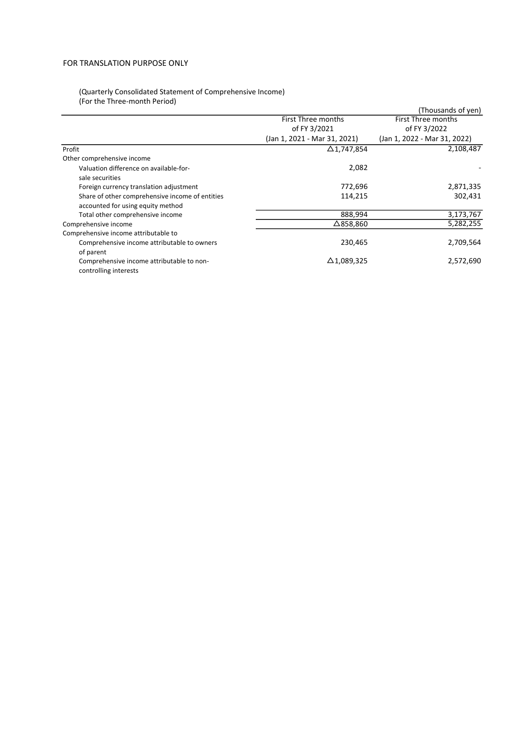FOR TRANSLATION PURPOSE ONLY

(Quarterly Consolidated Statement of Comprehensive Income)
(For the Three-month Period)

(Thousands of yen)

| | First Three months of FY 3/2021 (Jan 1, 2021 - Mar 31, 2021) | First Three months of FY 3/2022 (Jan 1, 2022 - Mar 31, 2022) |
|---|---|---|
| Profit | △1,747,854 | 2,108,487 |
| Other comprehensive income | | |
| Valuation difference on available-for-sale securities | 2,082 | - |
| Foreign currency translation adjustment | 772,696 | 2,871,335 |
| Share of other comprehensive income of entities accounted for using equity method | 114,215 | 302,431 |
| Total other comprehensive income | 888,994 | 3,173,767 |
| Comprehensive income | △858,860 | 5,282,255 |
| Comprehensive income attributable to | | |
| Comprehensive income attributable to owners of parent | 230,465 | 2,709,564 |
| Comprehensive income attributable to non-controlling interests | △1,089,325 | 2,572,690 |